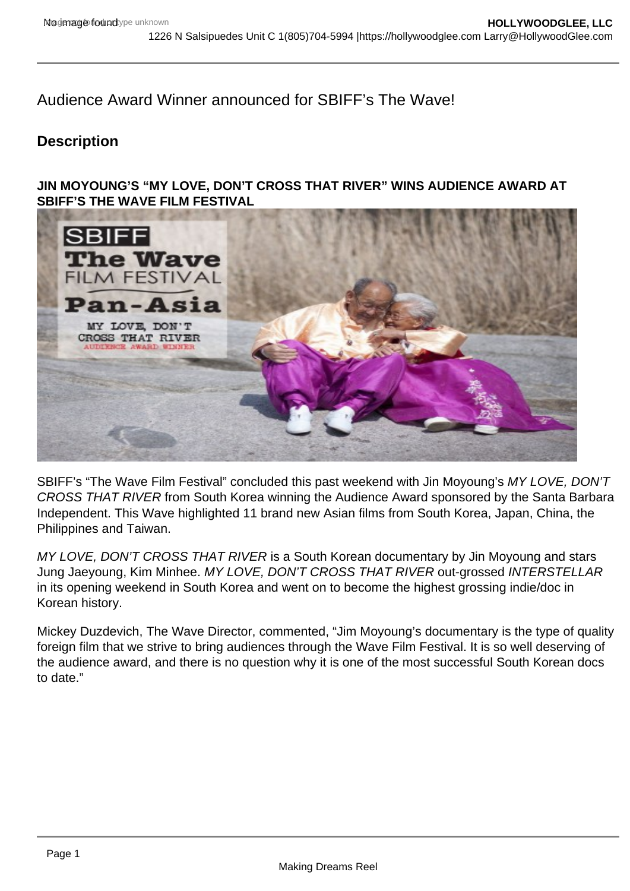Audience Award Winner announced for SBIFF's The Wave!

## Description

**JIN MOYOUNG'S "MY LOVE, DON'T CROSS THAT RIVER" WINS AUDIENCE AWARD AT SBIFF'S THE WAVE FILM FESTIVAL**

SBIFF's "The Wave Film Festival" concluded this past weekend with Jin Moyoung's *MY LOVE, DON'T CROSS THAT RIVER* from South Korea winning the Audience Award sponsored by the Santa Barbara Independent. This Wave highlighted 11 brand new Asian films from South Korea, Japan, China, the Philippines and Taiwan.

*MY LOVE, DON'T CROSS THAT RIVER* is a South Korean documentary by Jin Moyoung and stars Jung Jaeyoung, Kim Minhee. *MY LOVE, DON'T CROSS THAT RIVER* out-grossed *INTERSTELLAR* in its opening weekend in South Korea and went on to become the highest grossing indie/doc in Korean history.

Mickey Duzdevich, The Wave Director, commented, "Jim Moyoung's documentary is the type of quality foreign film that we strive to bring audiences through the Wave Film Festival. It is so well deserving of the audience award, and there is no question why it is one of the most successful South Korean docs to date."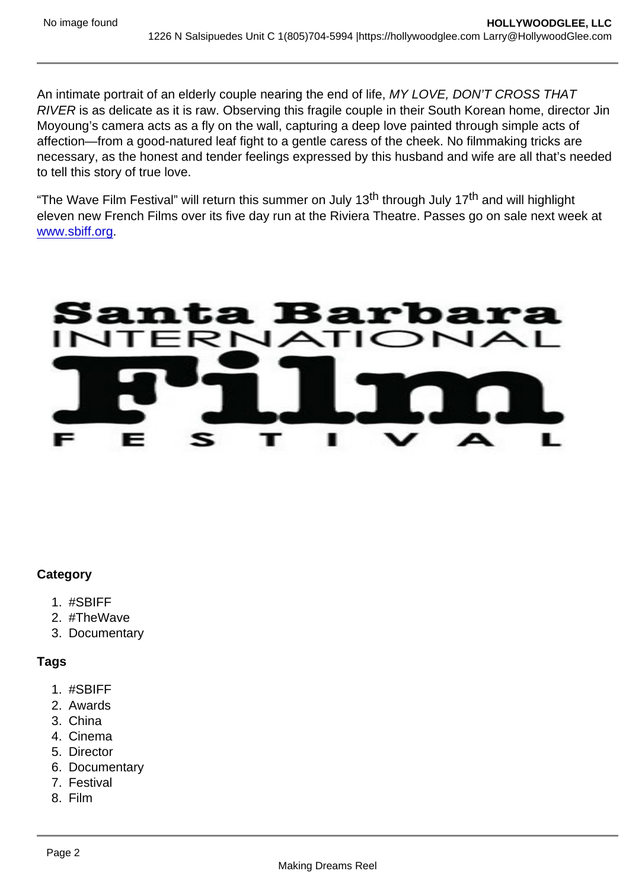An intimate portrait of an elderly couple nearing the end of life, *MY LOVE, DON'T CROSS THAT RIVER* is as delicate as it is raw. Observing this fragile couple in their South Korean home, director Jin Moyoung's camera acts as a fly on the wall, capturing a deep love painted through simple acts of affection—from a good-natured leaf fight to a gentle caress of the cheek. No filmmaking tricks are necessary, as the honest and tender feelings expressed by this husband and wife are all that's needed to tell this story of true love.

"The Wave Film Festival" will return this summer on July 13th through July 17th and will highlight eleven new French Films over its five day run at the Riviera Theatre. Passes go on sale next week at [www.sbiff.org](http://www.sbiff.org).

**Category**

1. #SBIFF
2. #TheWave
3. Documentary

**Tags**

1. #SBIFF
2. Awards
3. China
4. Cinema
5. Director
6. Documentary
7. Festival
8. Film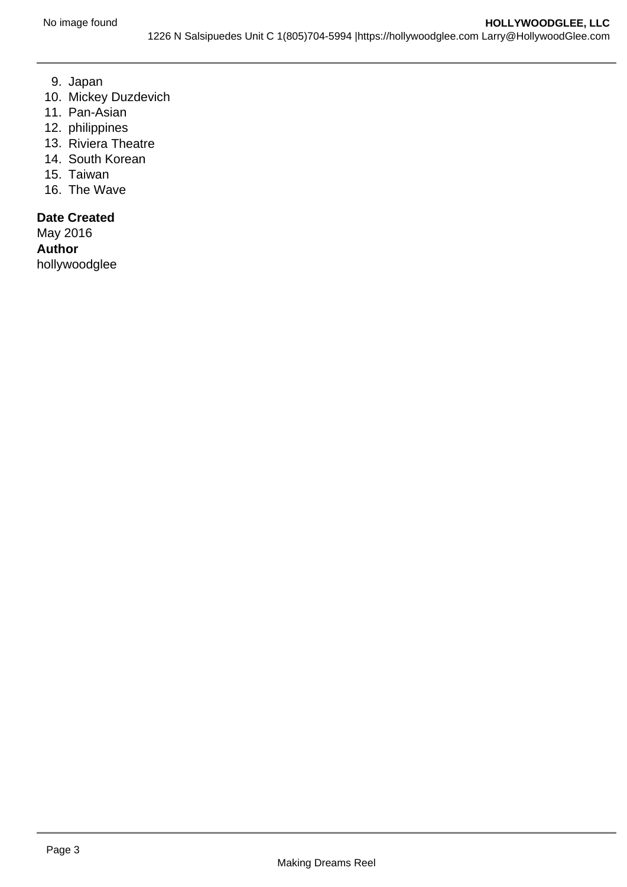9. Japan
10. Mickey Duzdevich
11. Pan-Asian
12. philippines
13. Riviera Theatre
14. South Korean
15. Taiwan
16. The Wave

**Date Created**
May 2016
**Author**
hollywoodglee